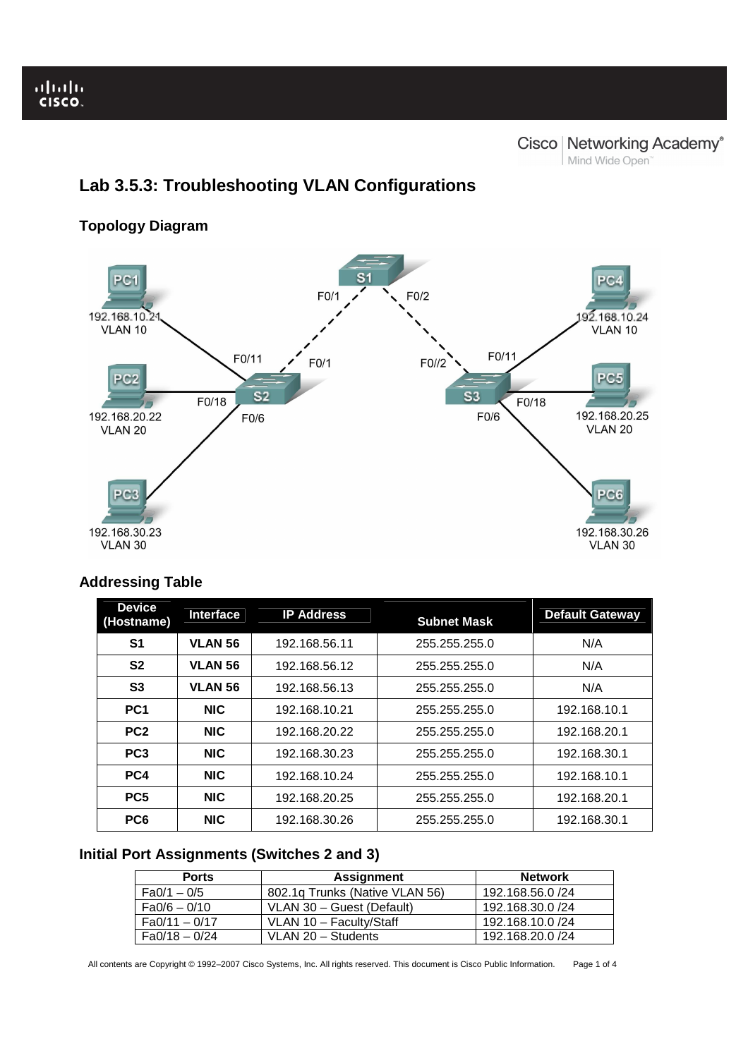# Lab 3.5.3: Troubleshooting VLAN Configurations

## Topology Diagram

## Addressing Table

| Device (Hostname) | Interface | IP Address | Subnet Mask | Default Gateway |
|---|---|---|---|---|
| S1 | VLAN 56 | 192.168.56.11 | 255.255.255.0 | N/A |
| S2 | VLAN 56 | 192.168.56.12 | 255.255.255.0 | N/A |
| S3 | VLAN 56 | 192.168.56.13 | 255.255.255.0 | N/A |
| PC1 | NIC | 192.168.10.21 | 255.255.255.0 | 192.168.10.1 |
| PC2 | NIC | 192.168.20.22 | 255.255.255.0 | 192.168.20.1 |
| PC3 | NIC | 192.168.30.23 | 255.255.255.0 | 192.168.30.1 |
| PC4 | NIC | 192.168.10.24 | 255.255.255.0 | 192.168.10.1 |
| PC5 | NIC | 192.168.20.25 | 255.255.255.0 | 192.168.20.1 |
| PC6 | NIC | 192.168.30.26 | 255.255.255.0 | 192.168.30.1 |

## Initial Port Assignments (Switches 2 and 3)

| Ports | Assignment | Network |
|---|---|---|
| Fa0/1 – 0/5 | 802.1q Trunks (Native VLAN 56) | 192.168.56.0 /24 |
| Fa0/6 – 0/10 | VLAN 30 – Guest (Default) | 192.168.30.0 /24 |
| Fa0/11 – 0/17 | VLAN 10 – Faculty/Staff | 192.168.10.0 /24 |
| Fa0/18 – 0/24 | VLAN 20 – Students | 192.168.20.0 /24 |

All contents are Copyright © 1992–2007 Cisco Systems, Inc. All rights reserved. This document is Cisco Public Information.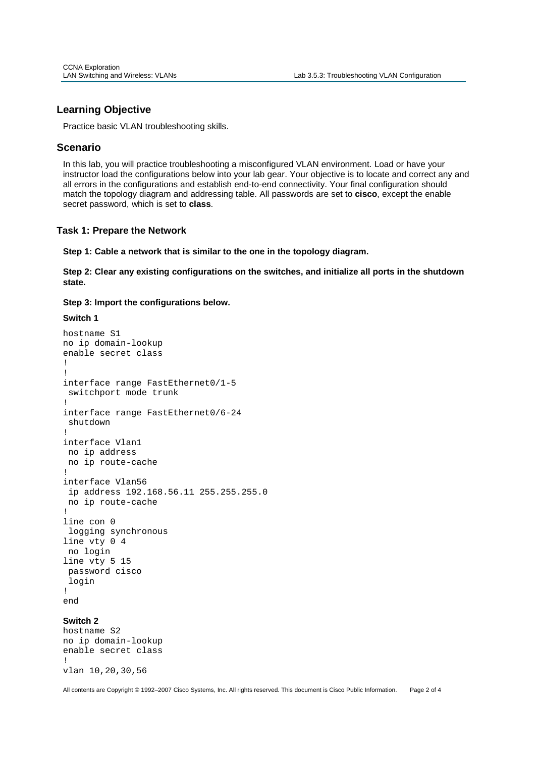## Learning Objective

Practice basic VLAN troubleshooting skills.

## Scenario

In this lab, you will practice troubleshooting a misconfigured VLAN environment. Load or have your instructor load the configurations below into your lab gear. Your objective is to locate and correct any and all errors in the configurations and establish end-to-end connectivity. Your final configuration should match the topology diagram and addressing table. All passwords are set to **cisco**, except the enable secret password, which is set to **class**.

### Task 1: Prepare the Network

**Step 1: Cable a network that is similar to the one in the topology diagram.**

**Step 2: Clear any existing configurations on the switches, and initialize all ports in the shutdown state.**

**Step 3: Import the configurations below.**

**Switch 1**

```
hostname S1
no ip domain-lookup
enable secret class
!
!
interface range FastEthernet0/1-5
 switchport mode trunk
!
interface range FastEthernet0/6-24
 shutdown
!
interface Vlan1
 no ip address
 no ip route-cache
!
interface Vlan56
 ip address 192.168.56.11 255.255.255.0
 no ip route-cache
!
line con 0
 logging synchronous
line vty 0 4
 no login
line vty 5 15
 password cisco
 login
!
end
```

**Switch 2**

```
hostname S2
no ip domain-lookup
enable secret class
!
vlan 10,20,30,56
```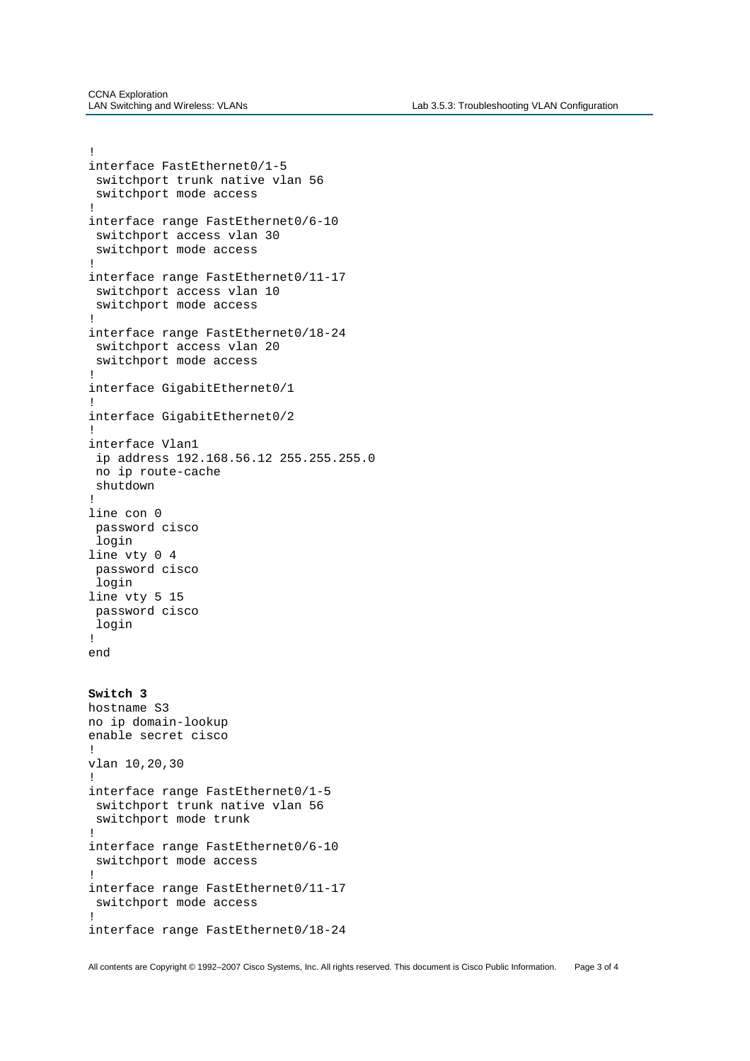```
!
interface FastEthernet0/1-5
 switchport trunk native vlan 56
 switchport mode access
!
interface range FastEthernet0/6-10
 switchport access vlan 30
 switchport mode access
!
interface range FastEthernet0/11-17
 switchport access vlan 10
 switchport mode access
!
interface range FastEthernet0/18-24
 switchport access vlan 20
 switchport mode access
!
interface GigabitEthernet0/1
!
interface GigabitEthernet0/2
!
interface Vlan1
 ip address 192.168.56.12 255.255.255.0
 no ip route-cache
 shutdown
!
line con 0
 password cisco
 login
line vty 0 4
 password cisco
 login
line vty 5 15
 password cisco
 login
!
end
```

**Switch 3**

```
hostname S3
no ip domain-lookup
enable secret cisco
!
vlan 10,20,30
!
interface range FastEthernet0/1-5
 switchport trunk native vlan 56
 switchport mode trunk
!
interface range FastEthernet0/6-10
 switchport mode access
!
interface range FastEthernet0/11-17
 switchport mode access
!
interface range FastEthernet0/18-24
```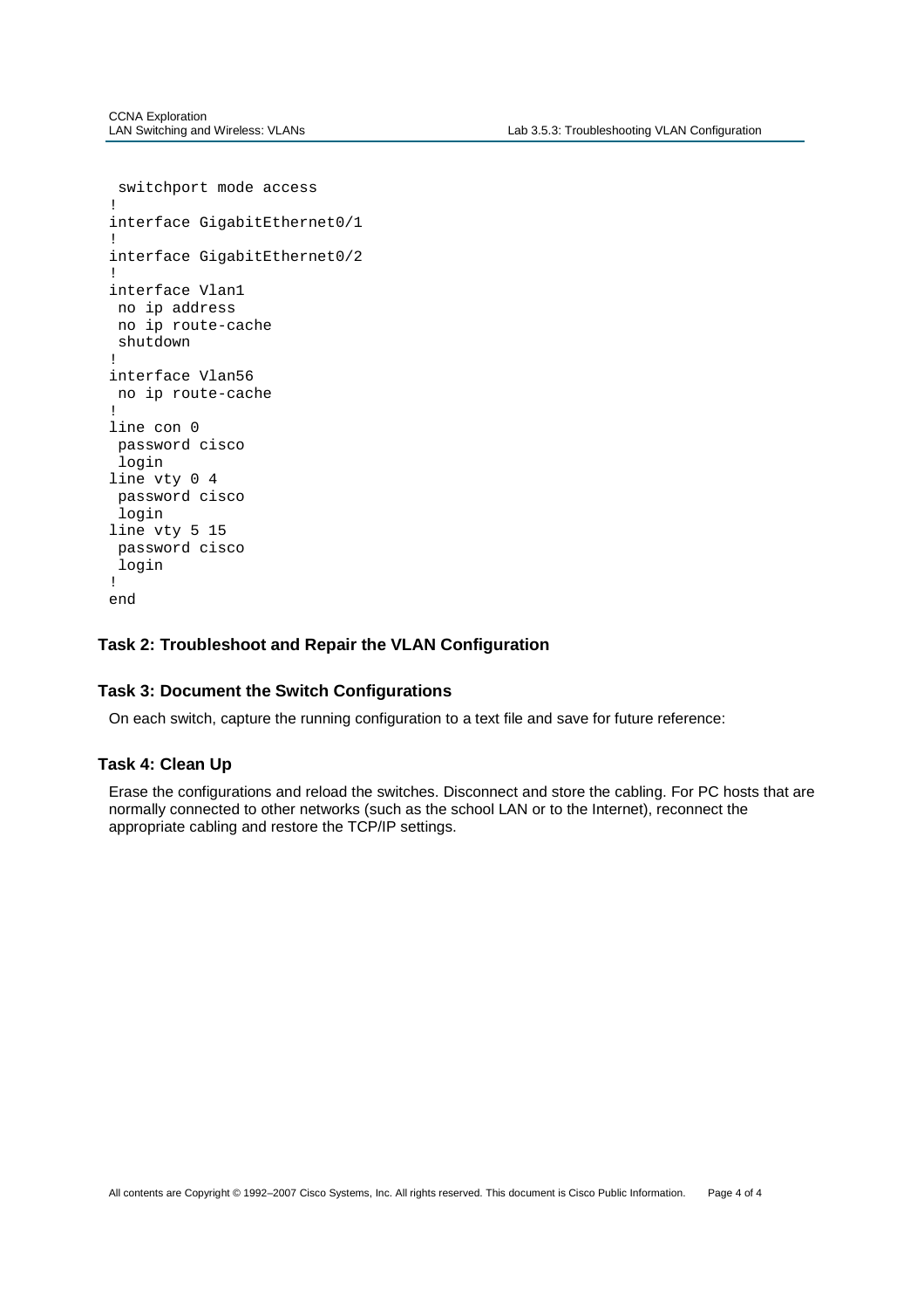```
 switchport mode access
!
interface GigabitEthernet0/1
!
interface GigabitEthernet0/2
!
interface Vlan1
 no ip address
 no ip route-cache
 shutdown
!
interface Vlan56
 no ip route-cache
!
line con 0
 password cisco
 login
line vty 0 4
 password cisco
 login
line vty 5 15
 password cisco
 login
!
end
```

### Task 2: Troubleshoot and Repair the VLAN Configuration

### Task 3: Document the Switch Configurations

On each switch, capture the running configuration to a text file and save for future reference:

### Task 4: Clean Up

Erase the configurations and reload the switches. Disconnect and store the cabling. For PC hosts that are normally connected to other networks (such as the school LAN or to the Internet), reconnect the appropriate cabling and restore the TCP/IP settings.